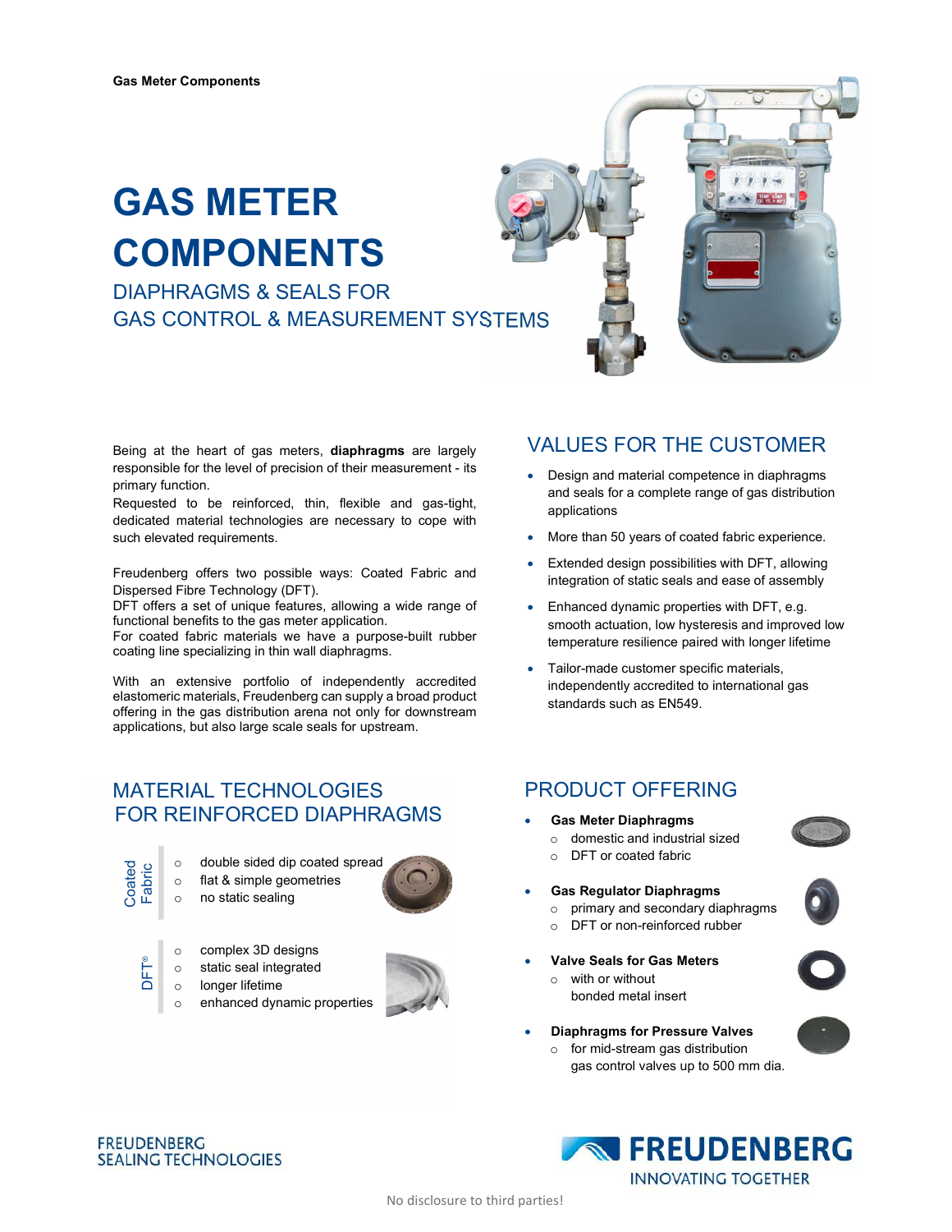Gas Meter Components

# GAS METER COMPONENTS

## DIAPHRAGMS & SEALS FOR GAS CONTROL & MEASUREMENT SYSTEMS

Being at the heart of gas meters, **diaphragms** are largely responsible for the level of precision of their measurement - its primary function.
Requested to be reinforced, thin, flexible and gas-tight, dedicated material technologies are necessary to cope with such elevated requirements.

Freudenberg offers two possible ways: Coated Fabric and Dispersed Fibre Technology (DFT).
DFT offers a set of unique features, allowing a wide range of functional benefits to the gas meter application.
For coated fabric materials we have a purpose-built rubber coating line specializing in thin wall diaphragms.

With an extensive portfolio of independently accredited elastomeric materials, Freudenberg can supply a broad product offering in the gas distribution arena not only for downstream applications, but also large scale seals for upstream.

## VALUES FOR THE CUSTOMER

- Design and material competence in diaphragms and seals for a complete range of gas distribution applications
- More than 50 years of coated fabric experience.
- Extended design possibilities with DFT, allowing integration of static seals and ease of assembly
- Enhanced dynamic properties with DFT, e.g. smooth actuation, low hysteresis and improved low temperature resilience paired with longer lifetime
- Tailor-made customer specific materials, independently accredited to international gas standards such as EN549.

## MATERIAL TECHNOLOGIES FOR REINFORCED DIAPHRAGMS

**Coated Fabric**

- double sided dip coated spread
- flat & simple geometries
- no static sealing

**DFT®**

- complex 3D designs
- static seal integrated
- longer lifetime
- enhanced dynamic properties

## PRODUCT OFFERING

- **Gas Meter Diaphragms**
  - domestic and industrial sized
  - DFT or coated fabric
- **Gas Regulator Diaphragms**
  - primary and secondary diaphragms
  - DFT or non-reinforced rubber
- **Valve Seals for Gas Meters**
  - with or without bonded metal insert
- **Diaphragms for Pressure Valves**
  - for mid-stream gas distribution gas control valves up to 500 mm dia.

FREUDENBERG SEALING TECHNOLOGIES

FREUDENBERG INNOVATING TOGETHER

No disclosure to third parties!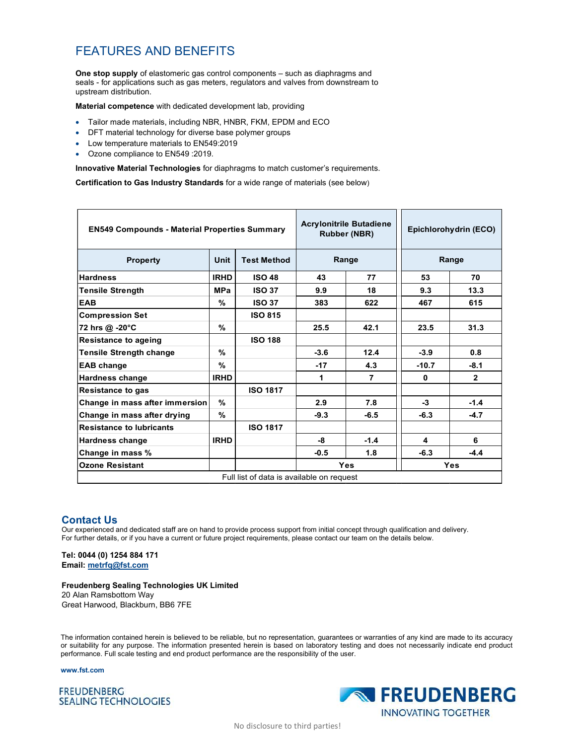# FEATURES AND BENEFITS

**One stop supply** of elastomeric gas control components – such as diaphragms and seals - for applications such as gas meters, regulators and valves from downstream to upstream distribution.

**Material competence** with dedicated development lab, providing

- Tailor made materials, including NBR, HNBR, FKM, EPDM and ECO
- DFT material technology for diverse base polymer groups
- Low temperature materials to EN549:2019
- Ozone compliance to EN549 :2019.

**Innovative Material Technologies** for diaphragms to match customer's requirements.

**Certification to Gas Industry Standards** for a wide range of materials (see below)

| EN549 Compounds - Material Properties Summary | | | Acrylonitrile Butadiene Rubber (NBR) | | Epichlorohydrin (ECO) | |
|---|---|---|---|---|---|---|
| **Property** | **Unit** | **Test Method** | **Range** | | **Range** | |
| **Hardness** | **IRHD** | **ISO 48** | **43** | **77** | **53** | **70** |
| **Tensile Strength** | **MPa** | **ISO 37** | **9.9** | **18** | **9.3** | **13.3** |
| **EAB** | **%** | **ISO 37** | **383** | **622** | **467** | **615** |
| **Compression Set** | | **ISO 815** | | | | |
| **72 hrs @ -20°C** | **%** | | **25.5** | **42.1** | **23.5** | **31.3** |
| **Resistance to ageing** | | **ISO 188** | | | | |
| **Tensile Strength change** | **%** | | **-3.6** | **12.4** | **-3.9** | **0.8** |
| **EAB change** | **%** | | **-17** | **4.3** | **-10.7** | **-8.1** |
| **Hardness change** | **IRHD** | | **1** | **7** | **0** | **2** |
| **Resistance to gas** | | **ISO 1817** | | | | |
| **Change in mass after immersion** | **%** | | **2.9** | **7.8** | **-3** | **-1.4** |
| **Change in mass after drying** | **%** | | **-9.3** | **-6.5** | **-6.3** | **-4.7** |
| **Resistance to lubricants** | | **ISO 1817** | | | | |
| **Hardness change** | **IRHD** | | **-8** | **-1.4** | **4** | **6** |
| **Change in mass %** | | | **-0.5** | **1.8** | **-6.3** | **-4.4** |
| **Ozone Resistant** | | | **Yes** | | **Yes** | |
| Full list of data is available on request | | | | | | |

## Contact Us

Our experienced and dedicated staff are on hand to provide process support from initial concept through qualification and delivery. For further details, or if you have a current or future project requirements, please contact our team on the details below.

**Tel: 0044 (0) 1254 884 171**
**Email: metrfq@fst.com**

**Freudenberg Sealing Technologies UK Limited**
20 Alan Ramsbottom Way
Great Harwood, Blackburn, BB6 7FE

The information contained herein is believed to be reliable, but no representation, guarantees or warranties of any kind are made to its accuracy or suitability for any purpose. The information presented herein is based on laboratory testing and does not necessarily indicate end product performance. Full scale testing and end product performance are the responsibility of the user.

**www.fst.com**

FREUDENBERG SEALING TECHNOLOGIES

FREUDENBERG INNOVATING TOGETHER

No disclosure to third parties!